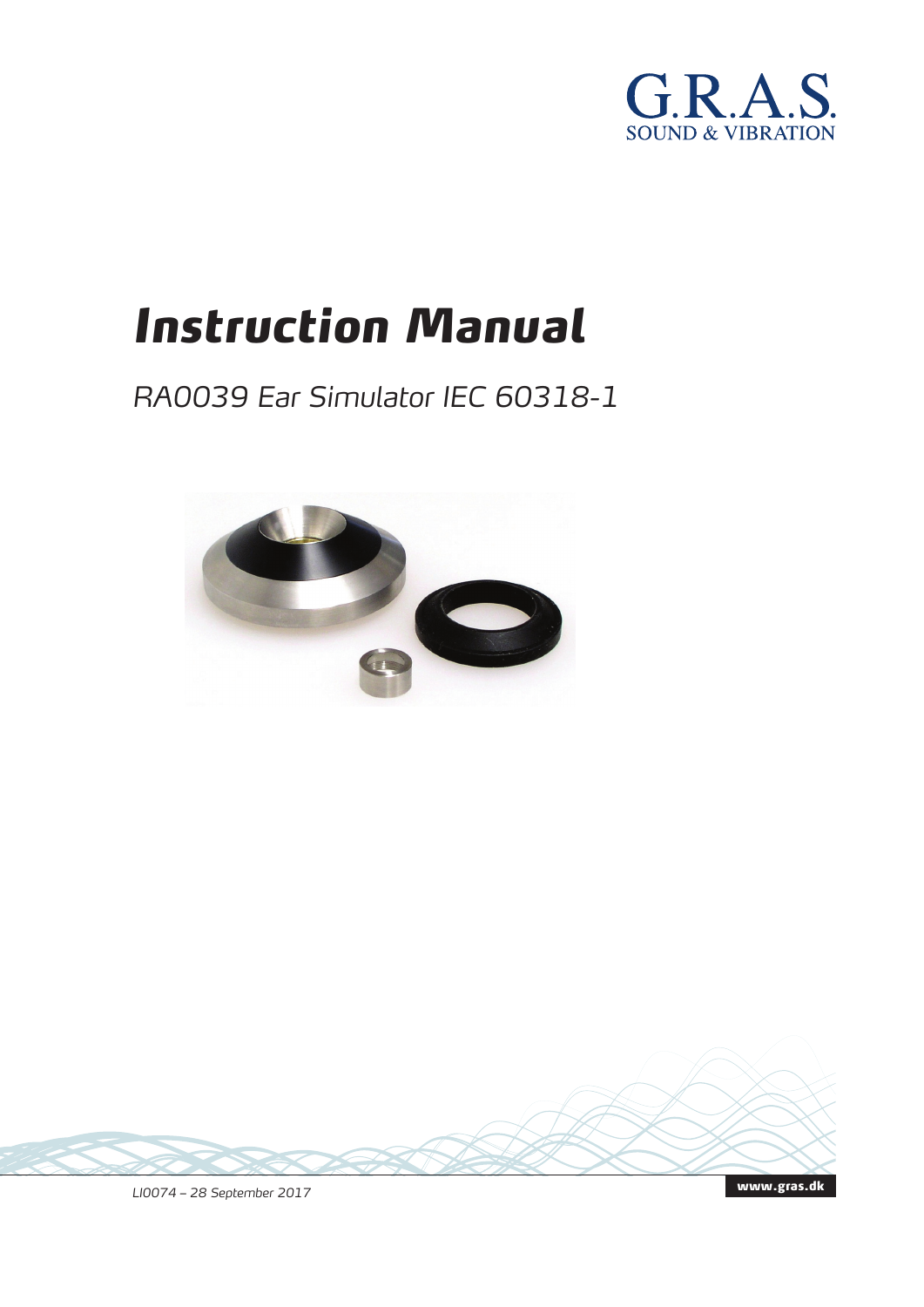G.R.A.S.
SOUND & VIBRATION

# Instruction Manual

*RA0039 Ear Simulator IEC 60318-1*

*LI0074 – 28 September 2017*

**www.gras.dk**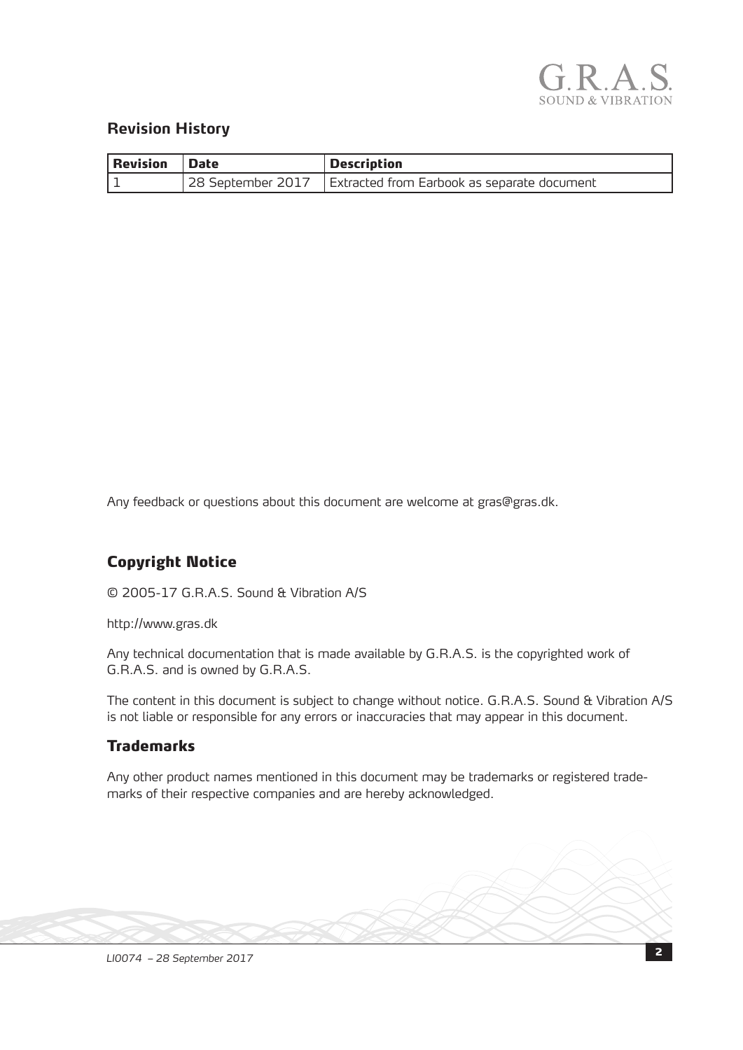## Revision History

| Revision | Date | Description |
|---|---|---|
| 1 | 28 September 2017 | Extracted from Earbook as separate document |

Any feedback or questions about this document are welcome at gras@gras.dk.

## Copyright Notice

© 2005-17 G.R.A.S. Sound & Vibration A/S

http://www.gras.dk

Any technical documentation that is made available by G.R.A.S. is the copyrighted work of G.R.A.S. and is owned by G.R.A.S.

The content in this document is subject to change without notice. G.R.A.S. Sound & Vibration A/S is not liable or responsible for any errors or inaccuracies that may appear in this document.

## Trademarks

Any other product names mentioned in this document may be trademarks or registered trademarks of their respective companies and are hereby acknowledged.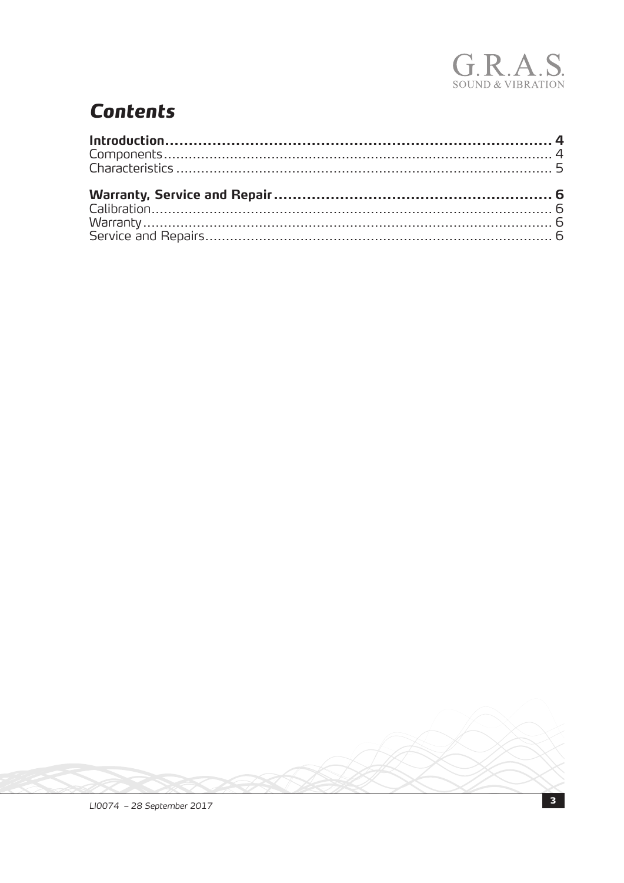# Contents

**Introduction .......... 4**
Components .......... 4
Characteristics .......... 5

**Warranty, Service and Repair .......... 6**
Calibration .......... 6
Warranty .......... 6
Service and Repairs .......... 6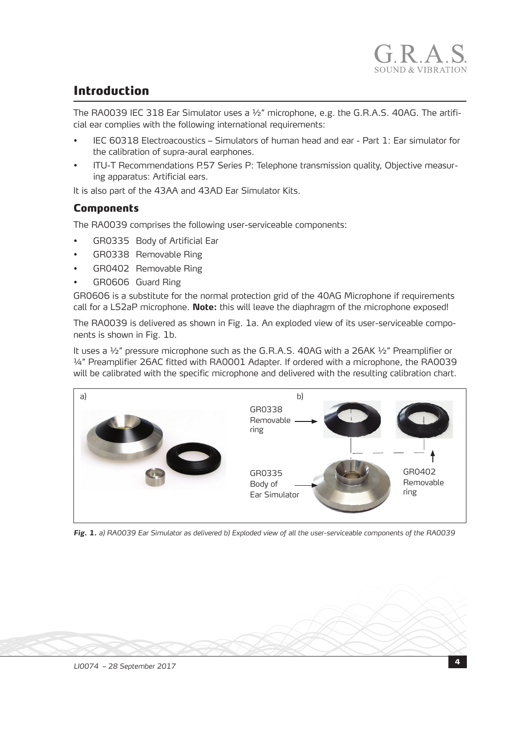## Introduction

The RA0039 IEC 318 Ear Simulator uses a ½" microphone, e.g. the G.R.A.S. 40AG. The artificial ear complies with the following international requirements:

- IEC 60318 Electroacoustics – Simulators of human head and ear - Part 1: Ear simulator for the calibration of supra-aural earphones.
- ITU-T Recommendations P.57 Series P: Telephone transmission quality, Objective measuring apparatus: Artificial ears.

It is also part of the 43AA and 43AD Ear Simulator Kits.

### Components

The RA0039 comprises the following user-serviceable components:

- GR0335 Body of Artificial Ear
- GR0338 Removable Ring
- GR0402 Removable Ring
- GR0606 Guard Ring

GR0606 is a substitute for the normal protection grid of the 40AG Microphone if requirements call for a LS2aP microphone. **Note:** this will leave the diaphragm of the microphone exposed!

The RA0039 is delivered as shown in Fig. 1a. An exploded view of its user-serviceable components is shown in Fig. 1b.

It uses a ½" pressure microphone such as the G.R.A.S. 40AG with a 26AK ½" Preamplifier or ¼" Preamplifier 26AC fitted with RA0001 Adapter. If ordered with a microphone, the RA0039 will be calibrated with the specific microphone and delivered with the resulting calibration chart.

a) b) GR0338 Removable ring; GR0335 Body of Ear Simulator; GR0402 Removable ring

***Fig. 1.*** *a) RA0039 Ear Simulator as delivered b) Exploded view of all the user-serviceable components of the RA0039*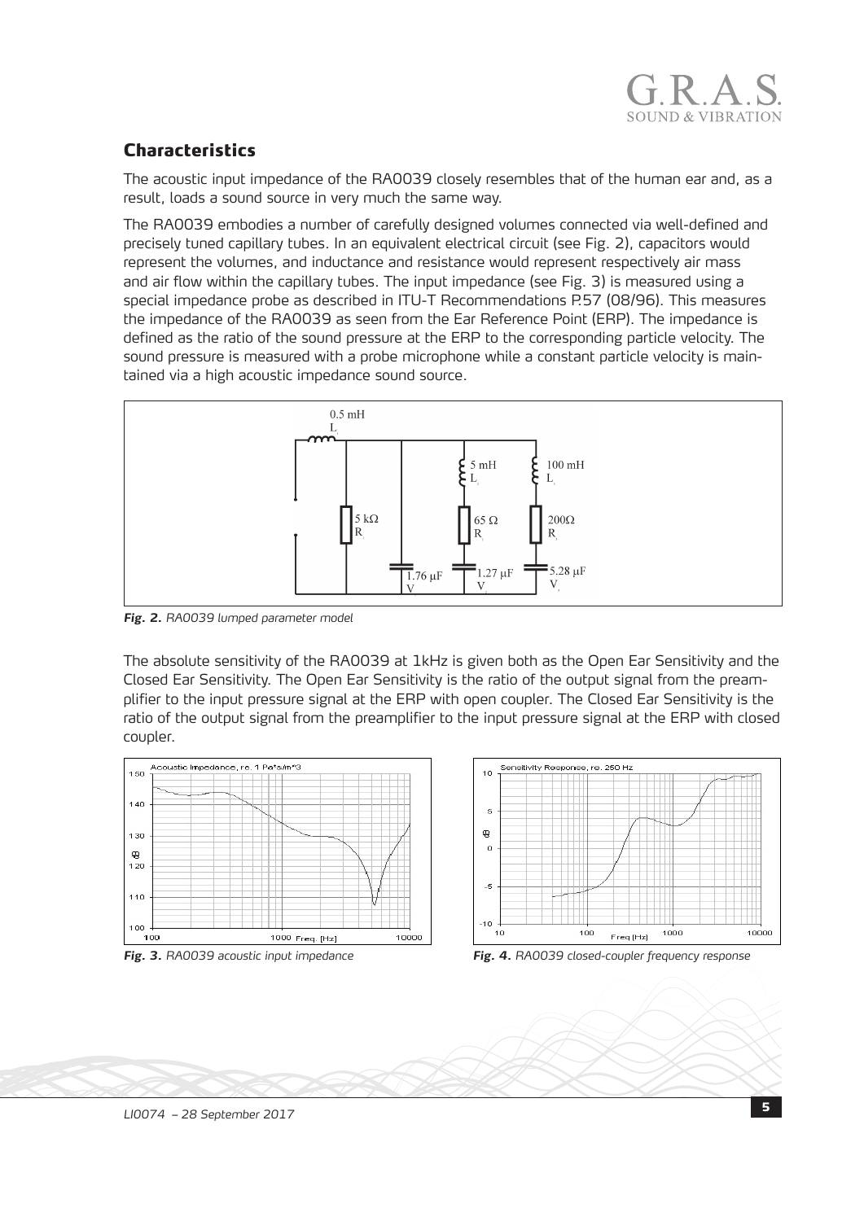## Characteristics

The acoustic input impedance of the RA0039 closely resembles that of the human ear and, as a result, loads a sound source in very much the same way.

The RA0039 embodies a number of carefully designed volumes connected via well-defined and precisely tuned capillary tubes. In an equivalent electrical circuit (see Fig. 2), capacitors would represent the volumes, and inductance and resistance would represent respectively air mass and air flow within the capillary tubes. The input impedance (see Fig. 3) is measured using a special impedance probe as described in ITU-T Recommendations P.57 (08/96). This measures the impedance of the RA0039 as seen from the Ear Reference Point (ERP). The impedance is defined as the ratio of the sound pressure at the ERP to the corresponding particle velocity. The sound pressure is measured with a probe microphone while a constant particle velocity is maintained via a high acoustic impedance sound source.

*Fig. 2. RA0039 lumped parameter model*

The absolute sensitivity of the RA0039 at 1kHz is given both as the Open Ear Sensitivity and the Closed Ear Sensitivity. The Open Ear Sensitivity is the ratio of the output signal from the preamplifier to the input pressure signal at the ERP with open coupler. The Closed Ear Sensitivity is the ratio of the output signal from the preamplifier to the input pressure signal at the ERP with closed coupler.

*Fig. 3. RA0039 acoustic input impedance*

*Fig. 4. RA0039 closed-coupler frequency response*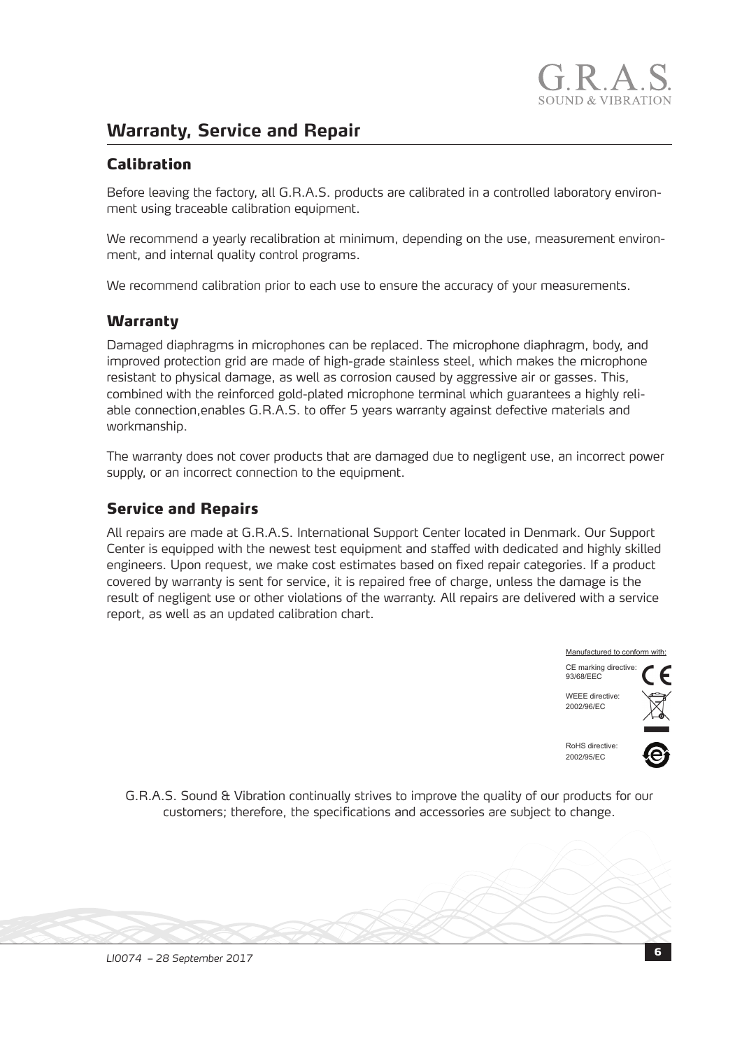## Warranty, Service and Repair

### Calibration

Before leaving the factory, all G.R.A.S. products are calibrated in a controlled laboratory environment using traceable calibration equipment.

We recommend a yearly recalibration at minimum, depending on the use, measurement environment, and internal quality control programs.

We recommend calibration prior to each use to ensure the accuracy of your measurements.

### Warranty

Damaged diaphragms in microphones can be replaced. The microphone diaphragm, body, and improved protection grid are made of high-grade stainless steel, which makes the microphone resistant to physical damage, as well as corrosion caused by aggressive air or gasses. This, combined with the reinforced gold-plated microphone terminal which guarantees a highly reliable connection,enables G.R.A.S. to offer 5 years warranty against defective materials and workmanship.

The warranty does not cover products that are damaged due to negligent use, an incorrect power supply, or an incorrect connection to the equipment.

### Service and Repairs

All repairs are made at G.R.A.S. International Support Center located in Denmark. Our Support Center is equipped with the newest test equipment and staffed with dedicated and highly skilled engineers. Upon request, we make cost estimates based on fixed repair categories. If a product covered by warranty is sent for service, it is repaired free of charge, unless the damage is the result of negligent use or other violations of the warranty. All repairs are delivered with a service report, as well as an updated calibration chart.

Manufactured to conform with:

CE marking directive: 93/68/EEC

WEEE directive: 2002/96/EC

RoHS directive: 2002/95/EC

G.R.A.S. Sound & Vibration continually strives to improve the quality of our products for our customers; therefore, the specifications and accessories are subject to change.